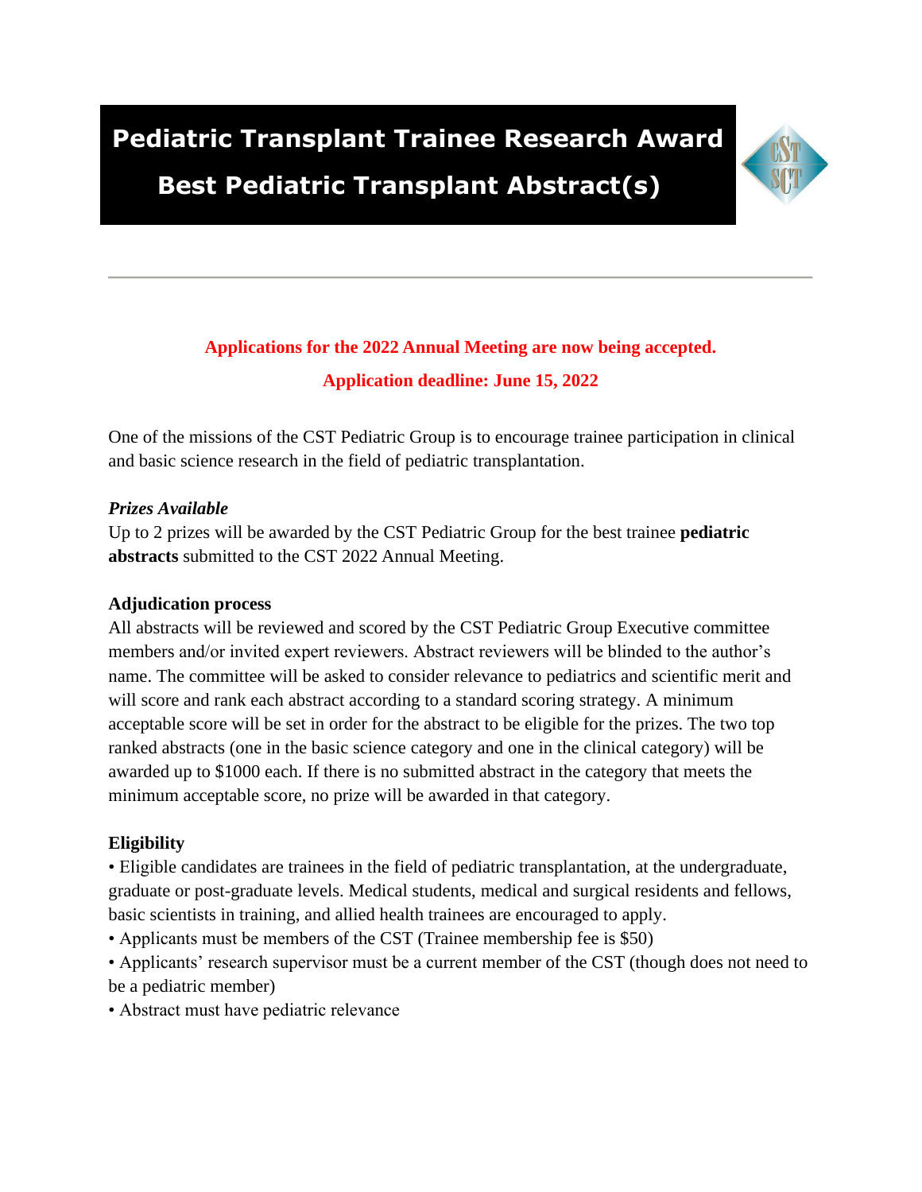# Pediatric Transplant Trainee Research Award

# Best Pediatric Transplant Abstract(s)

---

**Applications for the 2022 Annual Meeting are now being accepted.**

**Application deadline: June 15, 2022**

One of the missions of the CST Pediatric Group is to encourage trainee participation in clinical and basic science research in the field of pediatric transplantation.

***Prizes Available***

Up to 2 prizes will be awarded by the CST Pediatric Group for the best trainee **pediatric abstracts** submitted to the CST 2022 Annual Meeting.

**Adjudication process**

All abstracts will be reviewed and scored by the CST Pediatric Group Executive committee members and/or invited expert reviewers. Abstract reviewers will be blinded to the author's name. The committee will be asked to consider relevance to pediatrics and scientific merit and will score and rank each abstract according to a standard scoring strategy. A minimum acceptable score will be set in order for the abstract to be eligible for the prizes. The two top ranked abstracts (one in the basic science category and one in the clinical category) will be awarded up to $1000 each. If there is no submitted abstract in the category that meets the minimum acceptable score, no prize will be awarded in that category.

**Eligibility**

- Eligible candidates are trainees in the field of pediatric transplantation, at the undergraduate, graduate or post-graduate levels. Medical students, medical and surgical residents and fellows, basic scientists in training, and allied health trainees are encouraged to apply.
- Applicants must be members of the CST (Trainee membership fee is $50)
- Applicants' research supervisor must be a current member of the CST (though does not need to be a pediatric member)
- Abstract must have pediatric relevance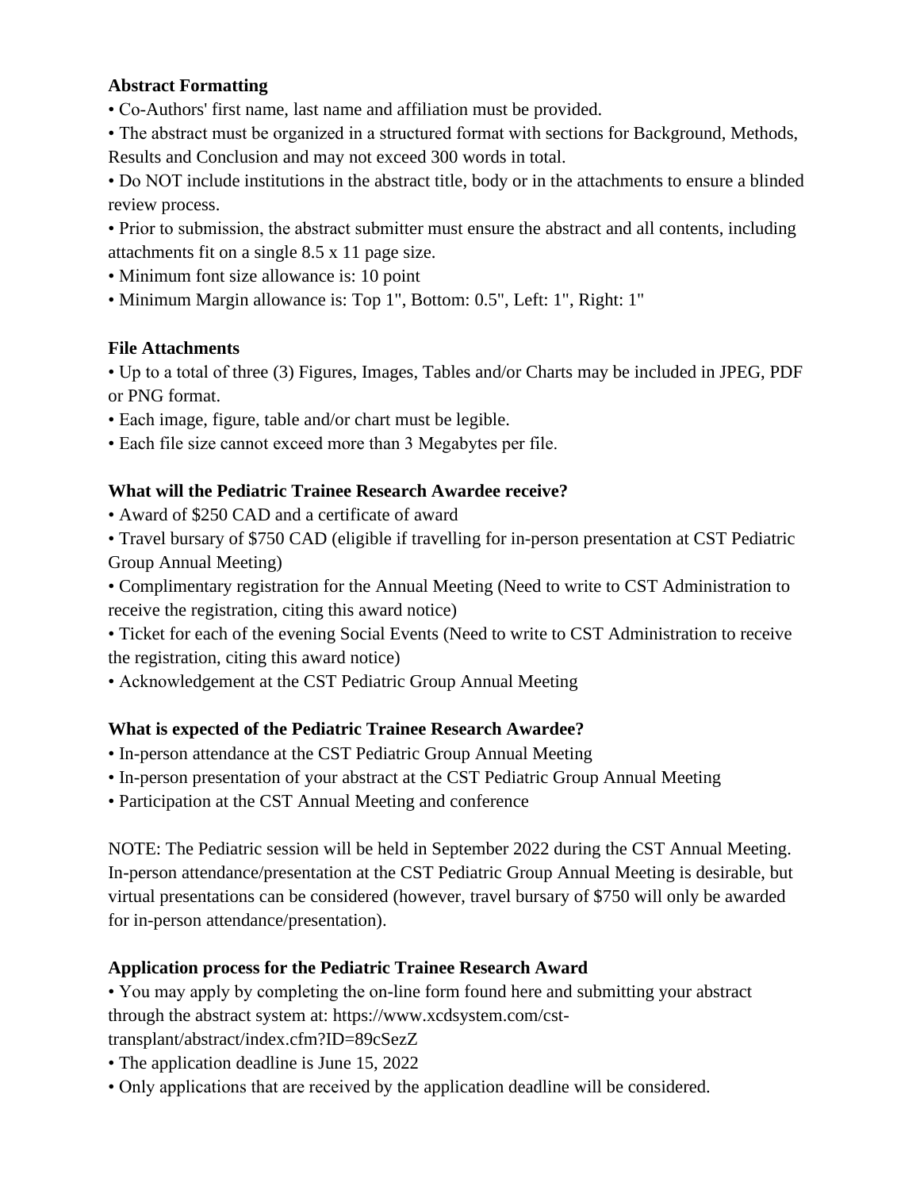**Abstract Formatting**

- Co-Authors' first name, last name and affiliation must be provided.
- The abstract must be organized in a structured format with sections for Background, Methods, Results and Conclusion and may not exceed 300 words in total.
- Do NOT include institutions in the abstract title, body or in the attachments to ensure a blinded review process.
- Prior to submission, the abstract submitter must ensure the abstract and all contents, including attachments fit on a single 8.5 x 11 page size.
- Minimum font size allowance is: 10 point
- Minimum Margin allowance is: Top 1", Bottom: 0.5", Left: 1", Right: 1"

**File Attachments**

- Up to a total of three (3) Figures, Images, Tables and/or Charts may be included in JPEG, PDF or PNG format.
- Each image, figure, table and/or chart must be legible.
- Each file size cannot exceed more than 3 Megabytes per file.

**What will the Pediatric Trainee Research Awardee receive?**

- Award of $250 CAD and a certificate of award
- Travel bursary of $750 CAD (eligible if travelling for in-person presentation at CST Pediatric Group Annual Meeting)
- Complimentary registration for the Annual Meeting (Need to write to CST Administration to receive the registration, citing this award notice)
- Ticket for each of the evening Social Events (Need to write to CST Administration to receive the registration, citing this award notice)
- Acknowledgement at the CST Pediatric Group Annual Meeting

**What is expected of the Pediatric Trainee Research Awardee?**

- In-person attendance at the CST Pediatric Group Annual Meeting
- In-person presentation of your abstract at the CST Pediatric Group Annual Meeting
- Participation at the CST Annual Meeting and conference

NOTE: The Pediatric session will be held in September 2022 during the CST Annual Meeting. In-person attendance/presentation at the CST Pediatric Group Annual Meeting is desirable, but virtual presentations can be considered (however, travel bursary of $750 will only be awarded for in-person attendance/presentation).

**Application process for the Pediatric Trainee Research Award**

- You may apply by completing the on-line form found here and submitting your abstract through the abstract system at: https://www.xcdsystem.com/cst-transplant/abstract/index.cfm?ID=89cSezZ
- The application deadline is June 15, 2022
- Only applications that are received by the application deadline will be considered.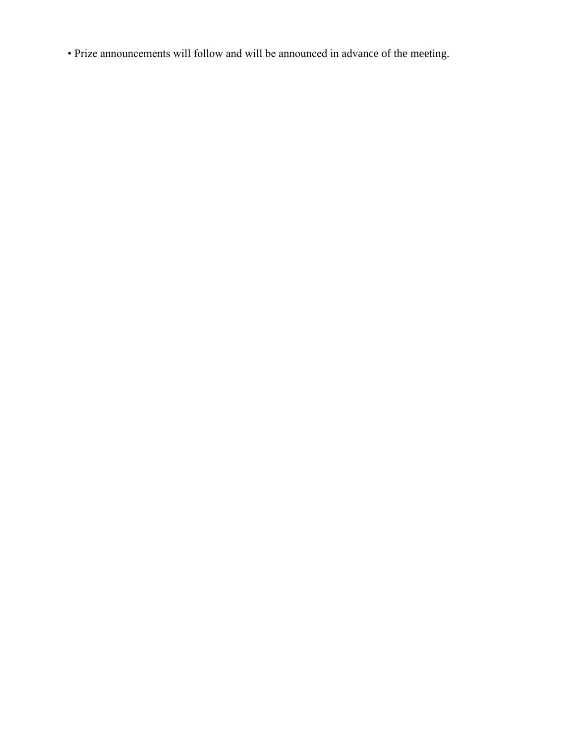- Prize announcements will follow and will be announced in advance of the meeting.